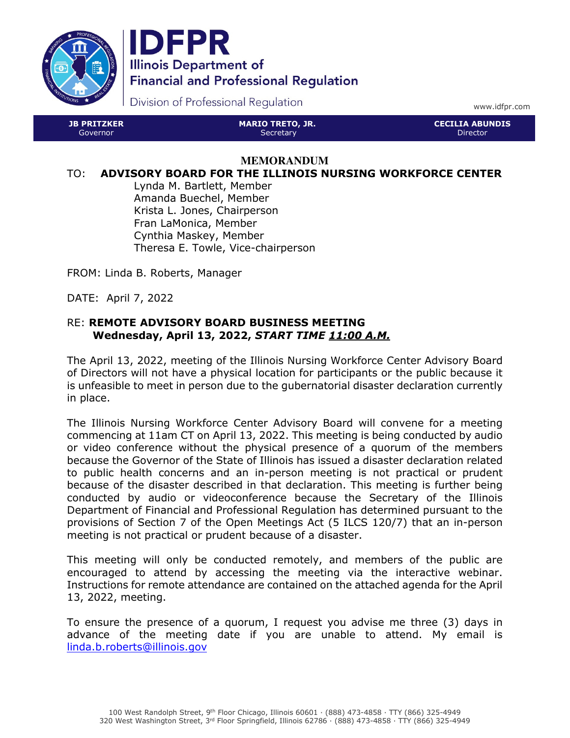# IDFPR

**Illinois Department of Financial and Professional Regulation**

Division of Professional Regulation

www.idfpr.com

| **JB PRITZKER** | **MARIO TRETO, JR.** | **CECILIA ABUNDIS** |
|---|---|---|
| Governor | Secretary | Director |

## MEMORANDUM

TO: **ADVISORY BOARD FOR THE ILLINOIS NURSING WORKFORCE CENTER**

Lynda M. Bartlett, Member
Amanda Buechel, Member
Krista L. Jones, Chairperson
Fran LaMonica, Member
Cynthia Maskey, Member
Theresa E. Towle, Vice-chairperson

FROM: Linda B. Roberts, Manager

DATE: April 7, 2022

RE: **REMOTE ADVISORY BOARD BUSINESS MEETING**
**Wednesday, April 13, 2022,** ***START TIME*** ***11:00 A.M.***

The April 13, 2022, meeting of the Illinois Nursing Workforce Center Advisory Board of Directors will not have a physical location for participants or the public because it is unfeasible to meet in person due to the gubernatorial disaster declaration currently in place.

The Illinois Nursing Workforce Center Advisory Board will convene for a meeting commencing at 11am CT on April 13, 2022. This meeting is being conducted by audio or video conference without the physical presence of a quorum of the members because the Governor of the State of Illinois has issued a disaster declaration related to public health concerns and an in-person meeting is not practical or prudent because of the disaster described in that declaration. This meeting is further being conducted by audio or videoconference because the Secretary of the Illinois Department of Financial and Professional Regulation has determined pursuant to the provisions of Section 7 of the Open Meetings Act (5 ILCS 120/7) that an in-person meeting is not practical or prudent because of a disaster.

This meeting will only be conducted remotely, and members of the public are encouraged to attend by accessing the meeting via the interactive webinar. Instructions for remote attendance are contained on the attached agenda for the April 13, 2022, meeting.

To ensure the presence of a quorum, I request you advise me three (3) days in advance of the meeting date if you are unable to attend. My email is linda.b.roberts@illinois.gov

100 West Randolph Street, 9th Floor Chicago, Illinois 60601 · (888) 473-4858 · TTY (866) 325-4949
320 West Washington Street, 3rd Floor Springfield, Illinois 62786 · (888) 473-4858 · TTY (866) 325-4949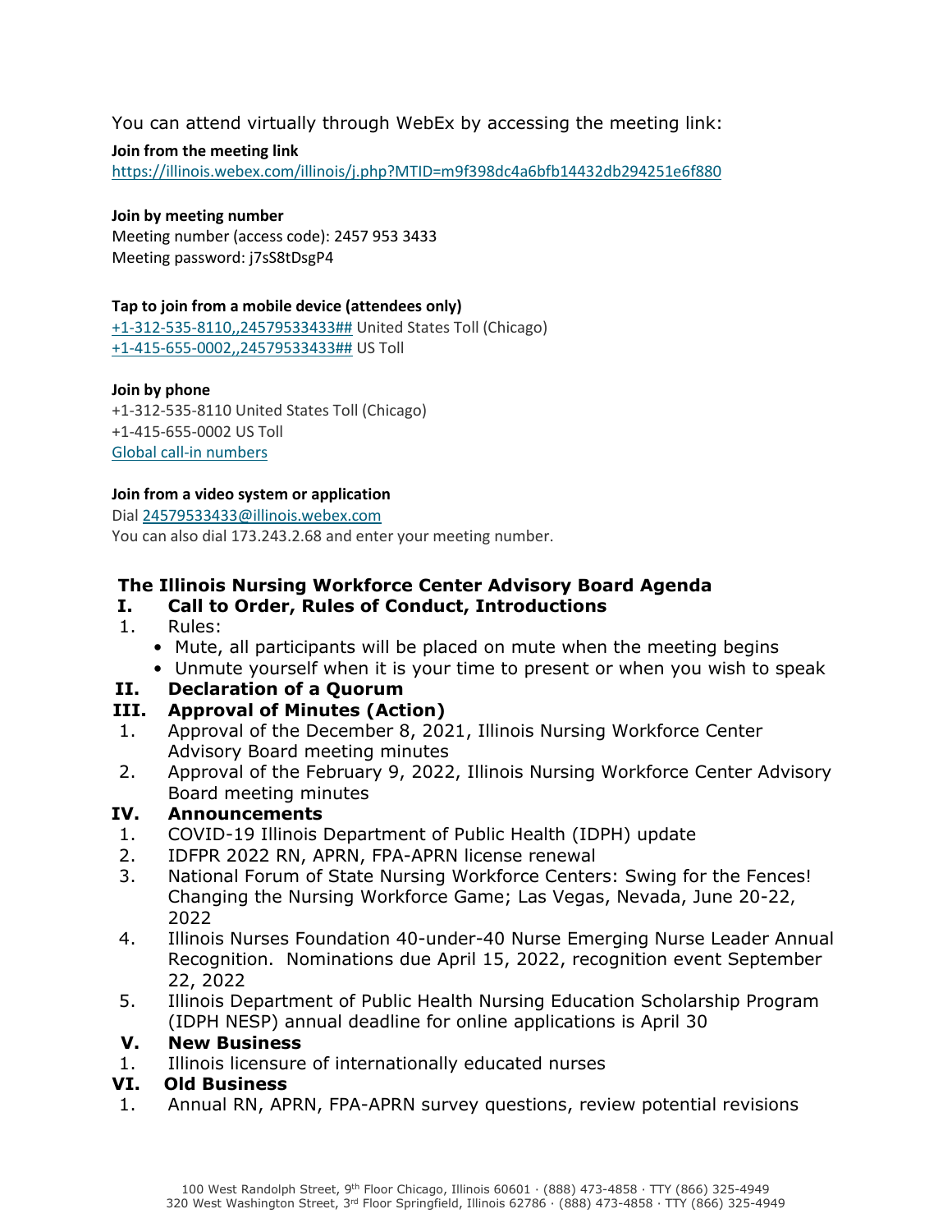You can attend virtually through WebEx by accessing the meeting link:

**Join from the meeting link**
https://illinois.webex.com/illinois/j.php?MTID=m9f398dc4a6bfb14432db294251e6f880

**Join by meeting number**
Meeting number (access code): 2457 953 3433
Meeting password: j7sS8tDsgP4

**Tap to join from a mobile device (attendees only)**
+1-312-535-8110,,24579533433## United States Toll (Chicago)
+1-415-655-0002,,24579533433## US Toll

**Join by phone**
+1-312-535-8110 United States Toll (Chicago)
+1-415-655-0002 US Toll
Global call-in numbers

**Join from a video system or application**
Dial 24579533433@illinois.webex.com
You can also dial 173.243.2.68 and enter your meeting number.

## The Illinois Nursing Workforce Center Advisory Board Agenda

### I. Call to Order, Rules of Conduct, Introductions

1. Rules:
   - Mute, all participants will be placed on mute when the meeting begins
   - Unmute yourself when it is your time to present or when you wish to speak

### II. Declaration of a Quorum

### III. Approval of Minutes (Action)

1. Approval of the December 8, 2021, Illinois Nursing Workforce Center Advisory Board meeting minutes
2. Approval of the February 9, 2022, Illinois Nursing Workforce Center Advisory Board meeting minutes

### IV. Announcements

1. COVID-19 Illinois Department of Public Health (IDPH) update
2. IDFPR 2022 RN, APRN, FPA-APRN license renewal
3. National Forum of State Nursing Workforce Centers: Swing for the Fences! Changing the Nursing Workforce Game; Las Vegas, Nevada, June 20-22, 2022
4. Illinois Nurses Foundation 40-under-40 Nurse Emerging Nurse Leader Annual Recognition. Nominations due April 15, 2022, recognition event September 22, 2022
5. Illinois Department of Public Health Nursing Education Scholarship Program (IDPH NESP) annual deadline for online applications is April 30

### V. New Business

1. Illinois licensure of internationally educated nurses

### VI. Old Business

1. Annual RN, APRN, FPA-APRN survey questions, review potential revisions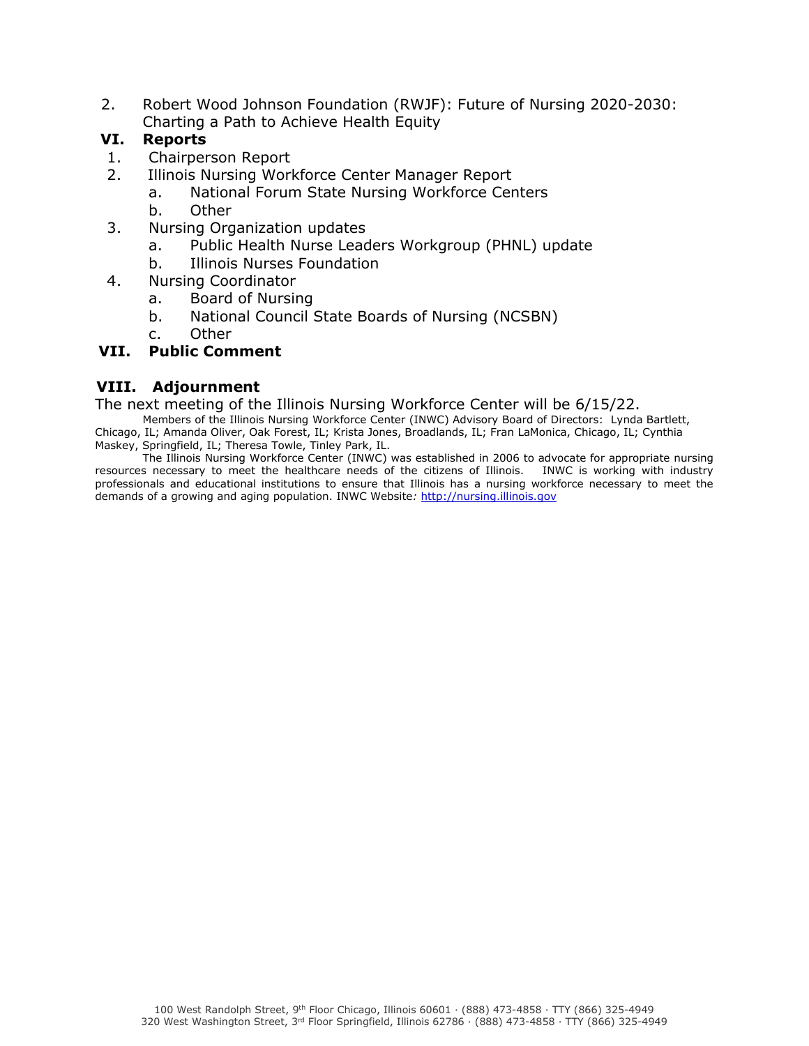2. Robert Wood Johnson Foundation (RWJF): Future of Nursing 2020-2030: Charting a Path to Achieve Health Equity

## VI. Reports

1. Chairperson Report
2. Illinois Nursing Workforce Center Manager Report
   a. National Forum State Nursing Workforce Centers
   b. Other
3. Nursing Organization updates
   a. Public Health Nurse Leaders Workgroup (PHNL) update
   b. Illinois Nurses Foundation
4. Nursing Coordinator
   a. Board of Nursing
   b. National Council State Boards of Nursing (NCSBN)
   c. Other

## VII. Public Comment

## VIII. Adjournment

The next meeting of the Illinois Nursing Workforce Center will be 6/15/22.

Members of the Illinois Nursing Workforce Center (INWC) Advisory Board of Directors: Lynda Bartlett, Chicago, IL; Amanda Oliver, Oak Forest, IL; Krista Jones, Broadlands, IL; Fran LaMonica, Chicago, IL; Cynthia Maskey, Springfield, IL; Theresa Towle, Tinley Park, IL.

The Illinois Nursing Workforce Center (INWC) was established in 2006 to advocate for appropriate nursing resources necessary to meet the healthcare needs of the citizens of Illinois. INWC is working with industry professionals and educational institutions to ensure that Illinois has a nursing workforce necessary to meet the demands of a growing and aging population. INWC Website: http://nursing.illinois.gov

100 West Randolph Street, 9th Floor Chicago, Illinois 60601 · (888) 473-4858 · TTY (866) 325-4949
320 West Washington Street, 3rd Floor Springfield, Illinois 62786 · (888) 473-4858 · TTY (866) 325-4949